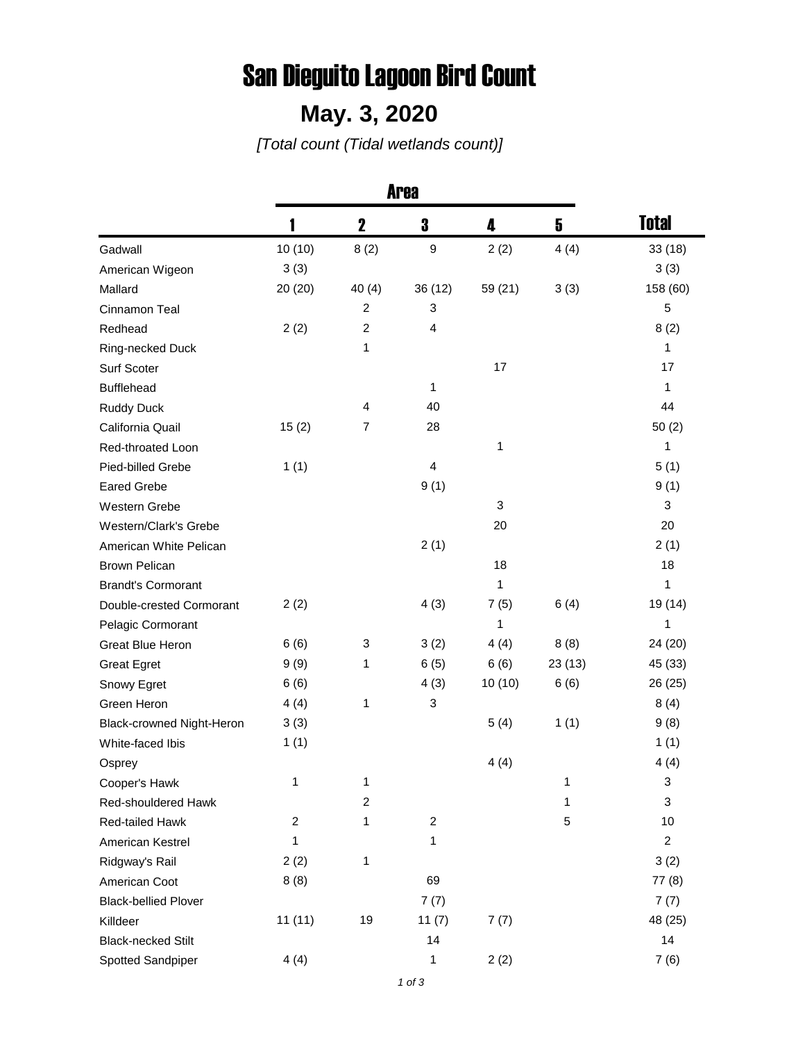# San Dieguito Lagoon Bird Count

## May. 3, 2020

*[Total count (Tidal wetlands count)]*

| | Area | | | | | |
|---|---|---|---|---|---|---|
| | 1 | 2 | 3 | 4 | 5 | Total |
| Gadwall | 10 (10) | 8 (2) | 9 | 2 (2) | 4 (4) | 33 (18) |
| American Wigeon | 3 (3) | | | | | 3 (3) |
| Mallard | 20 (20) | 40 (4) | 36 (12) | 59 (21) | 3 (3) | 158 (60) |
| Cinnamon Teal | | 2 | 3 | | | 5 |
| Redhead | 2 (2) | 2 | 4 | | | 8 (2) |
| Ring-necked Duck | | 1 | | | | 1 |
| Surf Scoter | | | | 17 | | 17 |
| Bufflehead | | | 1 | | | 1 |
| Ruddy Duck | | 4 | 40 | | | 44 |
| California Quail | 15 (2) | 7 | 28 | | | 50 (2) |
| Red-throated Loon | | | | 1 | | 1 |
| Pied-billed Grebe | 1 (1) | | 4 | | | 5 (1) |
| Eared Grebe | | | 9 (1) | | | 9 (1) |
| Western Grebe | | | | 3 | | 3 |
| Western/Clark's Grebe | | | | 20 | | 20 |
| American White Pelican | | | 2 (1) | | | 2 (1) |
| Brown Pelican | | | | 18 | | 18 |
| Brandt's Cormorant | | | | 1 | | 1 |
| Double-crested Cormorant | 2 (2) | | 4 (3) | 7 (5) | 6 (4) | 19 (14) |
| Pelagic Cormorant | | | | 1 | | 1 |
| Great Blue Heron | 6 (6) | 3 | 3 (2) | 4 (4) | 8 (8) | 24 (20) |
| Great Egret | 9 (9) | 1 | 6 (5) | 6 (6) | 23 (13) | 45 (33) |
| Snowy Egret | 6 (6) | | 4 (3) | 10 (10) | 6 (6) | 26 (25) |
| Green Heron | 4 (4) | 1 | 3 | | | 8 (4) |
| Black-crowned Night-Heron | 3 (3) | | | 5 (4) | 1 (1) | 9 (8) |
| White-faced Ibis | 1 (1) | | | | | 1 (1) |
| Osprey | | | | 4 (4) | | 4 (4) |
| Cooper's Hawk | 1 | 1 | | | 1 | 3 |
| Red-shouldered Hawk | | 2 | | | 1 | 3 |
| Red-tailed Hawk | 2 | 1 | 2 | | 5 | 10 |
| American Kestrel | 1 | | 1 | | | 2 |
| Ridgway's Rail | 2 (2) | 1 | | | | 3 (2) |
| American Coot | 8 (8) | | 69 | | | 77 (8) |
| Black-bellied Plover | | | 7 (7) | | | 7 (7) |
| Killdeer | 11 (11) | 19 | 11 (7) | 7 (7) | | 48 (25) |
| Black-necked Stilt | | | 14 | | | 14 |
| Spotted Sandpiper | 4 (4) | | 1 | 2 (2) | | 7 (6) |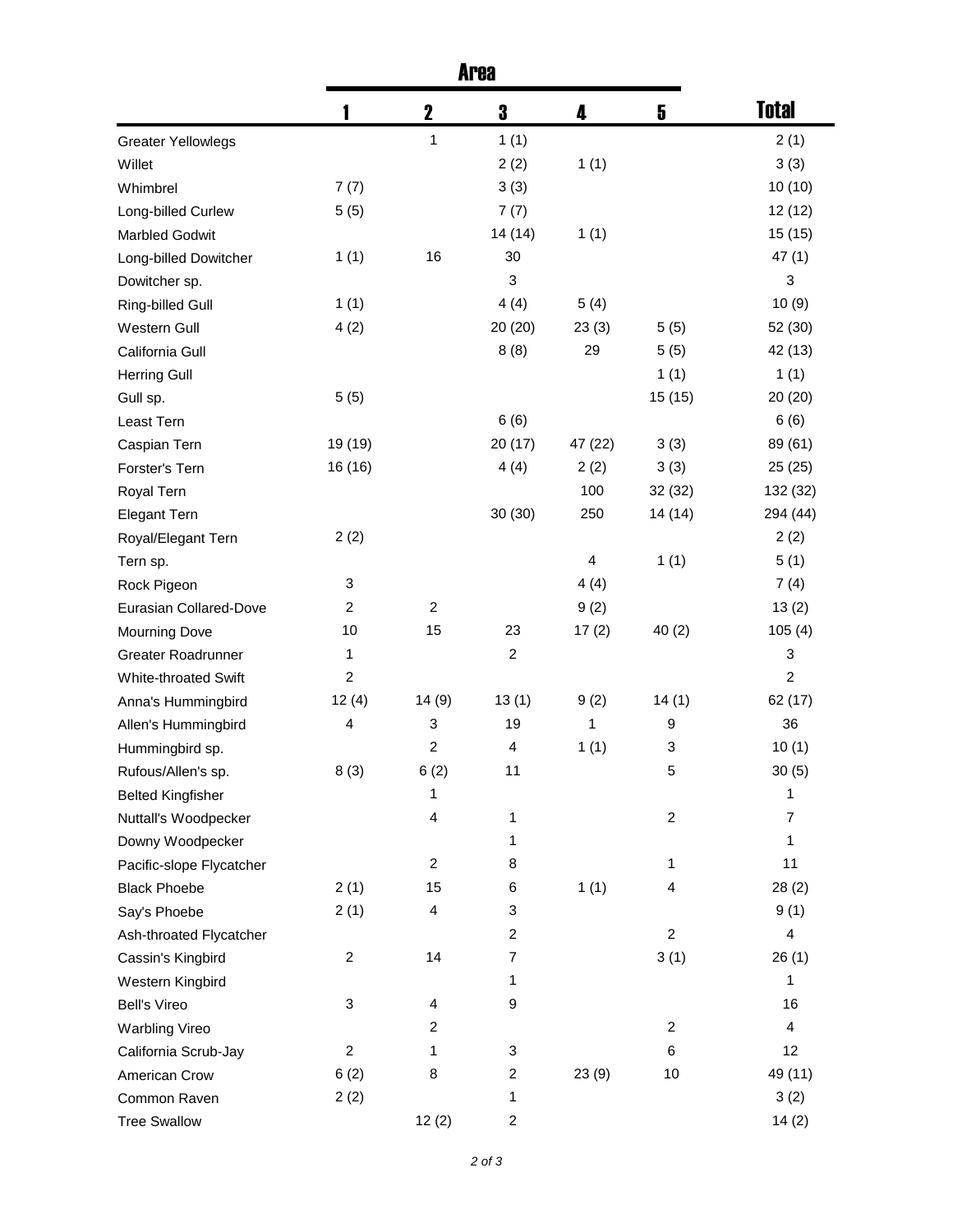| | Area | | | | | Total |
|---|---|---|---|---|---|---|
| | 1 | 2 | 3 | 4 | 5 | |
| Greater Yellowlegs | | 1 | 1 (1) | | | 2 (1) |
| Willet | | | 2 (2) | 1 (1) | | 3 (3) |
| Whimbrel | 7 (7) | | 3 (3) | | | 10 (10) |
| Long-billed Curlew | 5 (5) | | 7 (7) | | | 12 (12) |
| Marbled Godwit | | | 14 (14) | 1 (1) | | 15 (15) |
| Long-billed Dowitcher | 1 (1) | 16 | 30 | | | 47 (1) |
| Dowitcher sp. | | | 3 | | | 3 |
| Ring-billed Gull | 1 (1) | | 4 (4) | 5 (4) | | 10 (9) |
| Western Gull | 4 (2) | | 20 (20) | 23 (3) | 5 (5) | 52 (30) |
| California Gull | | | 8 (8) | 29 | 5 (5) | 42 (13) |
| Herring Gull | | | | | 1 (1) | 1 (1) |
| Gull sp. | 5 (5) | | | | 15 (15) | 20 (20) |
| Least Tern | | | 6 (6) | | | 6 (6) |
| Caspian Tern | 19 (19) | | 20 (17) | 47 (22) | 3 (3) | 89 (61) |
| Forster's Tern | 16 (16) | | 4 (4) | 2 (2) | 3 (3) | 25 (25) |
| Royal Tern | | | | 100 | 32 (32) | 132 (32) |
| Elegant Tern | | | 30 (30) | 250 | 14 (14) | 294 (44) |
| Royal/Elegant Tern | 2 (2) | | | | | 2 (2) |
| Tern sp. | | | | 4 | 1 (1) | 5 (1) |
| Rock Pigeon | 3 | | | 4 (4) | | 7 (4) |
| Eurasian Collared-Dove | 2 | 2 | | 9 (2) | | 13 (2) |
| Mourning Dove | 10 | 15 | 23 | 17 (2) | 40 (2) | 105 (4) |
| Greater Roadrunner | 1 | | 2 | | | 3 |
| White-throated Swift | 2 | | | | | 2 |
| Anna's Hummingbird | 12 (4) | 14 (9) | 13 (1) | 9 (2) | 14 (1) | 62 (17) |
| Allen's Hummingbird | 4 | 3 | 19 | 1 | 9 | 36 |
| Hummingbird sp. | | 2 | 4 | 1 (1) | 3 | 10 (1) |
| Rufous/Allen's sp. | 8 (3) | 6 (2) | 11 | | 5 | 30 (5) |
| Belted Kingfisher | | 1 | | | | 1 |
| Nuttall's Woodpecker | | 4 | 1 | | 2 | 7 |
| Downy Woodpecker | | | 1 | | | 1 |
| Pacific-slope Flycatcher | | 2 | 8 | | 1 | 11 |
| Black Phoebe | 2 (1) | 15 | 6 | 1 (1) | 4 | 28 (2) |
| Say's Phoebe | 2 (1) | 4 | 3 | | | 9 (1) |
| Ash-throated Flycatcher | | | 2 | | 2 | 4 |
| Cassin's Kingbird | 2 | 14 | 7 | | 3 (1) | 26 (1) |
| Western Kingbird | | | 1 | | | 1 |
| Bell's Vireo | 3 | 4 | 9 | | | 16 |
| Warbling Vireo | | 2 | | | 2 | 4 |
| California Scrub-Jay | 2 | 1 | 3 | | 6 | 12 |
| American Crow | 6 (2) | 8 | 2 | 23 (9) | 10 | 49 (11) |
| Common Raven | 2 (2) | | 1 | | | 3 (2) |
| Tree Swallow | | 12 (2) | 2 | | | 14 (2) |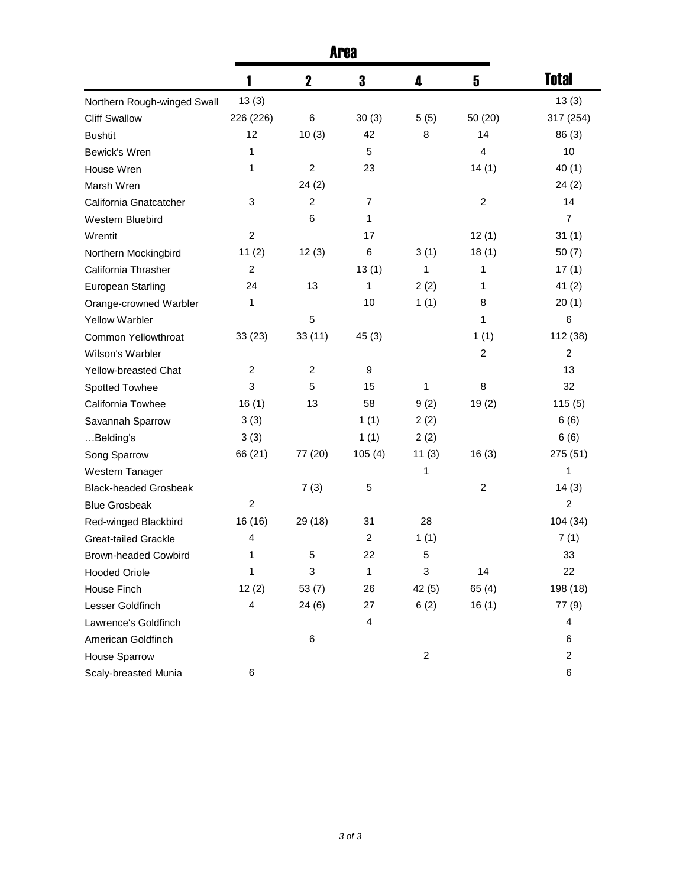| | Area | | | | | Total |
|---|---|---|---|---|---|---|
| | 1 | 2 | 3 | 4 | 5 | |
| Northern Rough-winged Swall | 13 (3) | | | | | 13 (3) |
| Cliff Swallow | 226 (226) | 6 | 30 (3) | 5 (5) | 50 (20) | 317 (254) |
| Bushtit | 12 | 10 (3) | 42 | 8 | 14 | 86 (3) |
| Bewick's Wren | 1 | | 5 | | 4 | 10 |
| House Wren | 1 | 2 | 23 | | 14 (1) | 40 (1) |
| Marsh Wren | | 24 (2) | | | | 24 (2) |
| California Gnatcatcher | 3 | 2 | 7 | | 2 | 14 |
| Western Bluebird | | 6 | 1 | | | 7 |
| Wrentit | 2 | | 17 | | 12 (1) | 31 (1) |
| Northern Mockingbird | 11 (2) | 12 (3) | 6 | 3 (1) | 18 (1) | 50 (7) |
| California Thrasher | 2 | | 13 (1) | 1 | 1 | 17 (1) |
| European Starling | 24 | 13 | 1 | 2 (2) | 1 | 41 (2) |
| Orange-crowned Warbler | 1 | | 10 | 1 (1) | 8 | 20 (1) |
| Yellow Warbler | | 5 | | | 1 | 6 |
| Common Yellowthroat | 33 (23) | 33 (11) | 45 (3) | | 1 (1) | 112 (38) |
| Wilson's Warbler | | | | | 2 | 2 |
| Yellow-breasted Chat | 2 | 2 | 9 | | | 13 |
| Spotted Towhee | 3 | 5 | 15 | 1 | 8 | 32 |
| California Towhee | 16 (1) | 13 | 58 | 9 (2) | 19 (2) | 115 (5) |
| Savannah Sparrow | 3 (3) | | 1 (1) | 2 (2) | | 6 (6) |
| …Belding's | 3 (3) | | 1 (1) | 2 (2) | | 6 (6) |
| Song Sparrow | 66 (21) | 77 (20) | 105 (4) | 11 (3) | 16 (3) | 275 (51) |
| Western Tanager | | | | 1 | | 1 |
| Black-headed Grosbeak | | 7 (3) | 5 | | 2 | 14 (3) |
| Blue Grosbeak | 2 | | | | | 2 |
| Red-winged Blackbird | 16 (16) | 29 (18) | 31 | 28 | | 104 (34) |
| Great-tailed Grackle | 4 | | 2 | 1 (1) | | 7 (1) |
| Brown-headed Cowbird | 1 | 5 | 22 | 5 | | 33 |
| Hooded Oriole | 1 | 3 | 1 | 3 | 14 | 22 |
| House Finch | 12 (2) | 53 (7) | 26 | 42 (5) | 65 (4) | 198 (18) |
| Lesser Goldfinch | 4 | 24 (6) | 27 | 6 (2) | 16 (1) | 77 (9) |
| Lawrence's Goldfinch | | | 4 | | | 4 |
| American Goldfinch | | 6 | | | | 6 |
| House Sparrow | | | | 2 | | 2 |
| Scaly-breasted Munia | 6 | | | | | 6 |